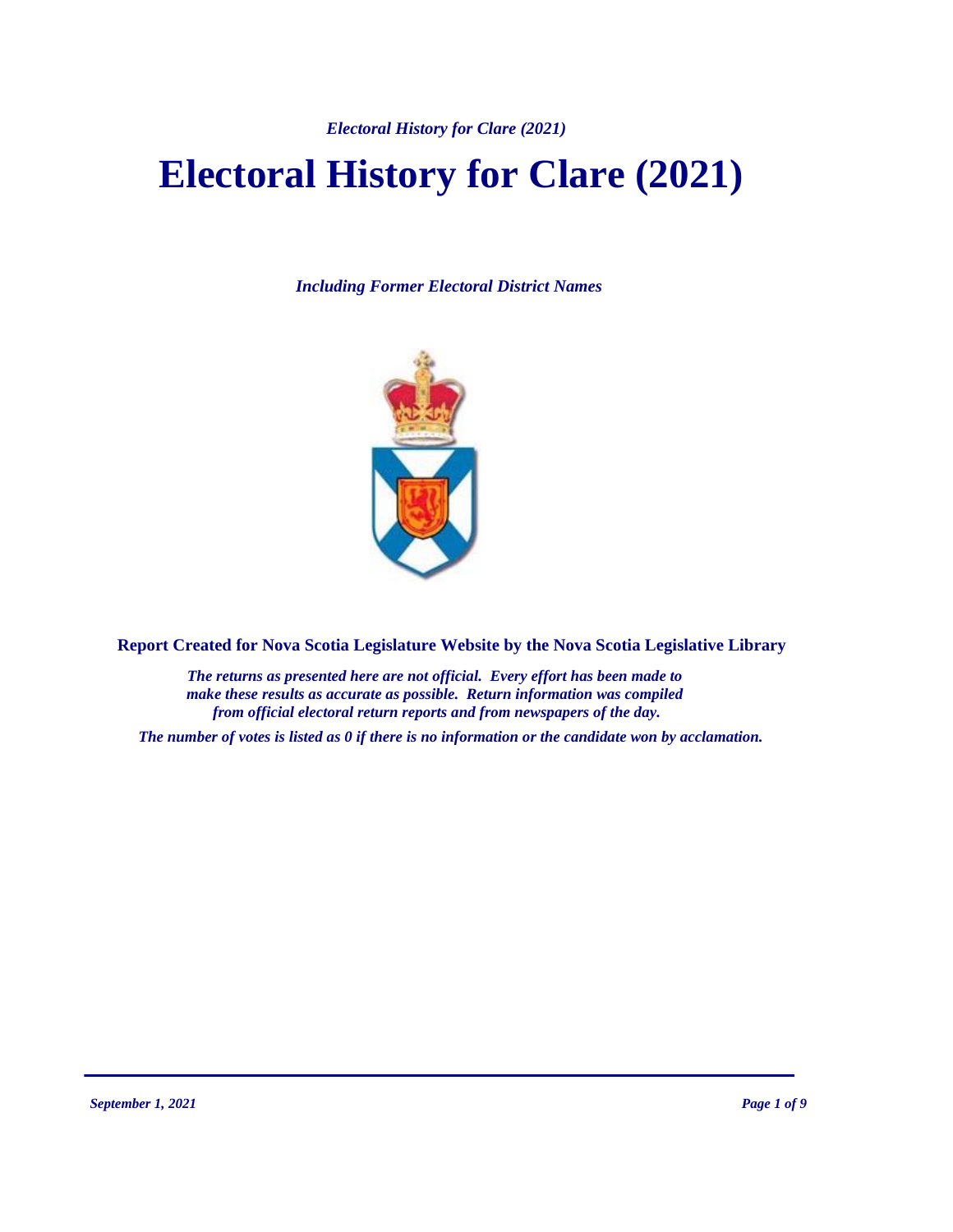# Electoral History for Clare (2021)

*Including Former Electoral District Names*

**Report Created for Nova Scotia Legislature Website by the Nova Scotia Legislative Library**

*The returns as presented here are not official. Every effort has been made to make these results as accurate as possible. Return information was compiled from official electoral return reports and from newspapers of the day.*

*The number of votes is listed as 0 if there is no information or the candidate won by acclamation.*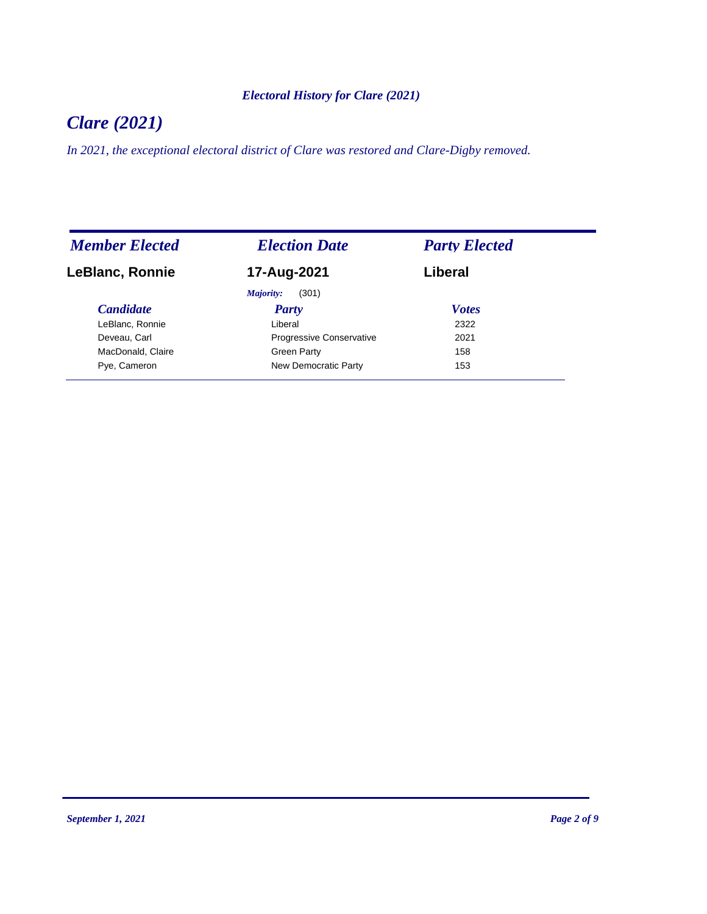*Electoral History for Clare (2021)*

# *Clare (2021)*

*In 2021, the exceptional electoral district of Clare was restored and Clare-Digby removed.*

| *Member Elected* | *Election Date* | *Party Elected* |
|---|---|---|
| **LeBlanc, Ronnie** | **17-Aug-2021** | **Liberal** |
| | *Majority:* (301) | |

| *Candidate* | *Party* | *Votes* |
|---|---|---|
| LeBlanc, Ronnie | Liberal | 2322 |
| Deveau, Carl | Progressive Conservative | 2021 |
| MacDonald, Claire | Green Party | 158 |
| Pye, Cameron | New Democratic Party | 153 |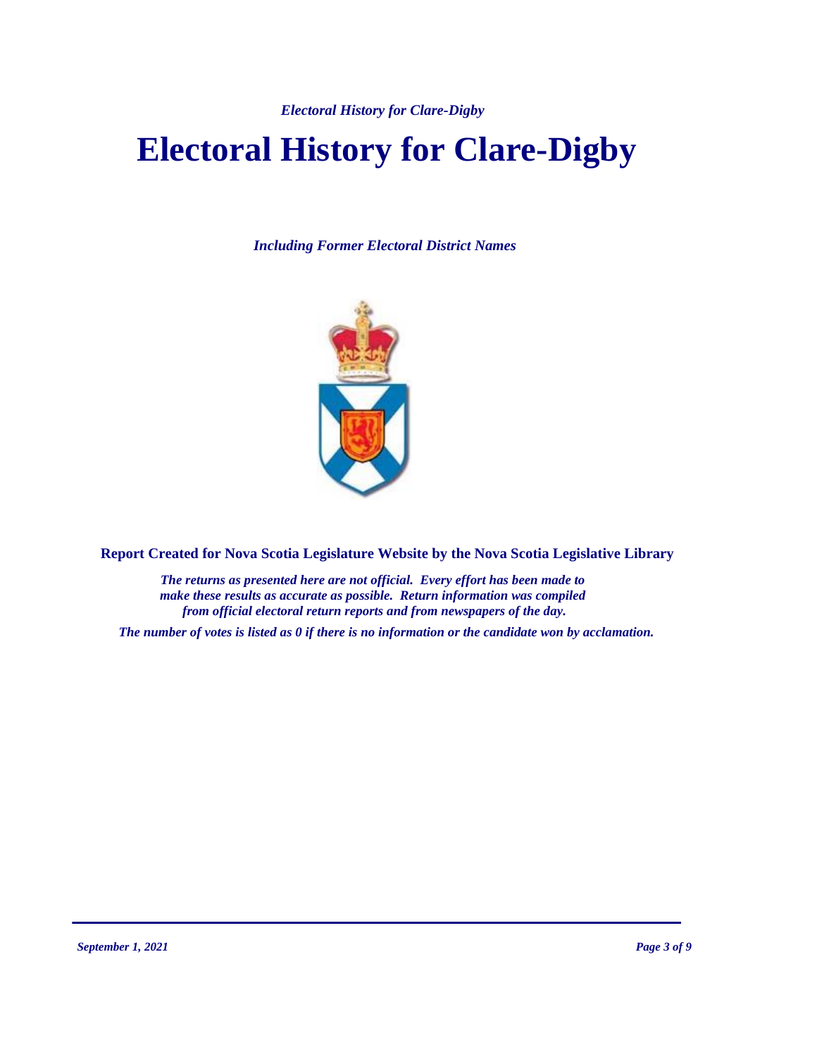# Electoral History for Clare-Digby

*Including Former Electoral District Names*

**Report Created for Nova Scotia Legislature Website by the Nova Scotia Legislative Library**

*The returns as presented here are not official. Every effort has been made to make these results as accurate as possible. Return information was compiled from official electoral return reports and from newspapers of the day.*

*The number of votes is listed as 0 if there is no information or the candidate won by acclamation.*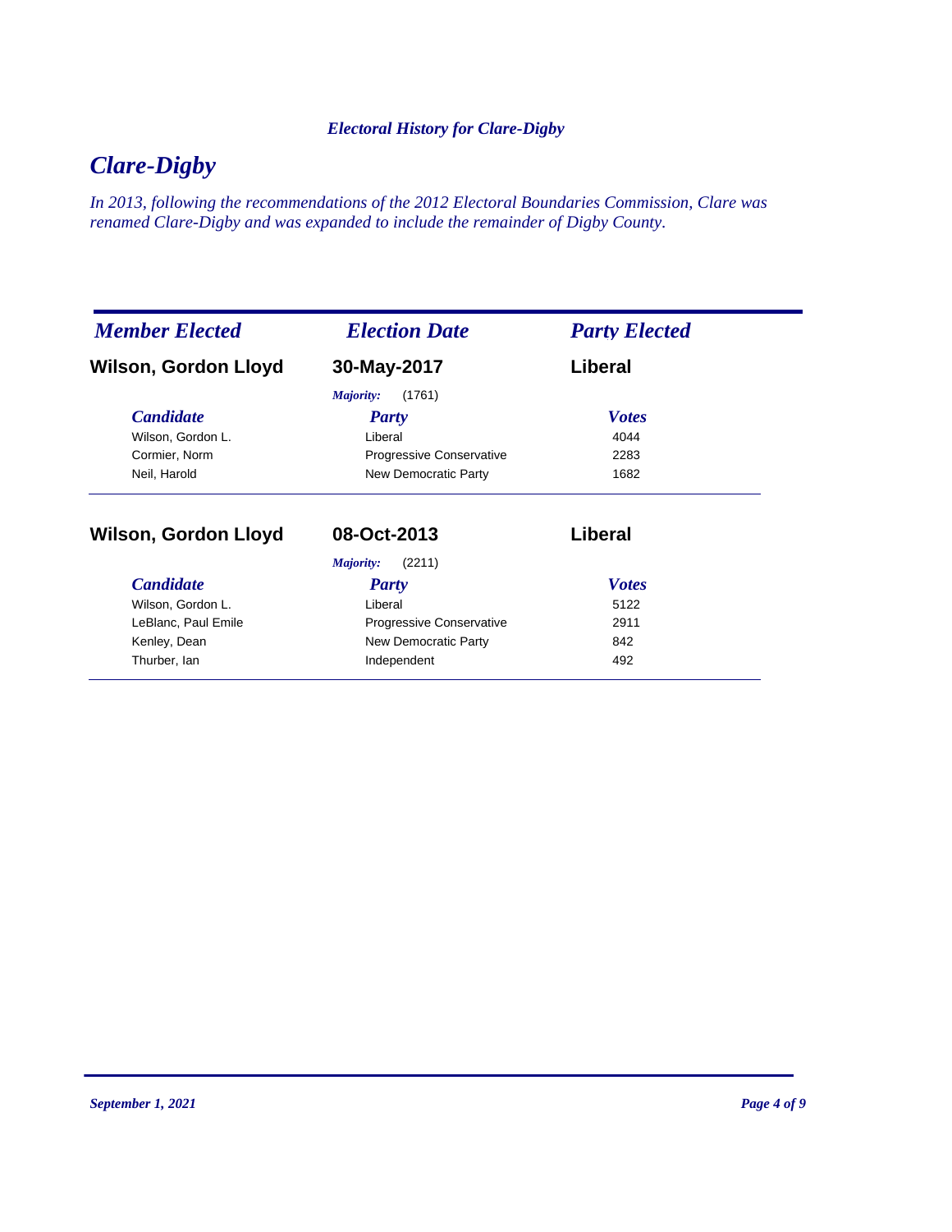*Electoral History for Clare-Digby*

# *Clare-Digby*

*In 2013, following the recommendations of the 2012 Electoral Boundaries Commission, Clare was renamed Clare-Digby and was expanded to include the remainder of Digby County.*

| *Member Elected* | *Election Date* | *Party Elected* |
|---|---|---|
| **Wilson, Gordon Lloyd** | **30-May-2017** | **Liberal** |

*Majority:* (1761)

| *Candidate* | *Party* | *Votes* |
|---|---|---|
| Wilson, Gordon L. | Liberal | 4044 |
| Cormier, Norm | Progressive Conservative | 2283 |
| Neil, Harold | New Democratic Party | 1682 |

| *Member Elected* | *Election Date* | *Party Elected* |
|---|---|---|
| **Wilson, Gordon Lloyd** | **08-Oct-2013** | **Liberal** |

*Majority:* (2211)

| *Candidate* | *Party* | *Votes* |
|---|---|---|
| Wilson, Gordon L. | Liberal | 5122 |
| LeBlanc, Paul Emile | Progressive Conservative | 2911 |
| Kenley, Dean | New Democratic Party | 842 |
| Thurber, Ian | Independent | 492 |

*September 1, 2021*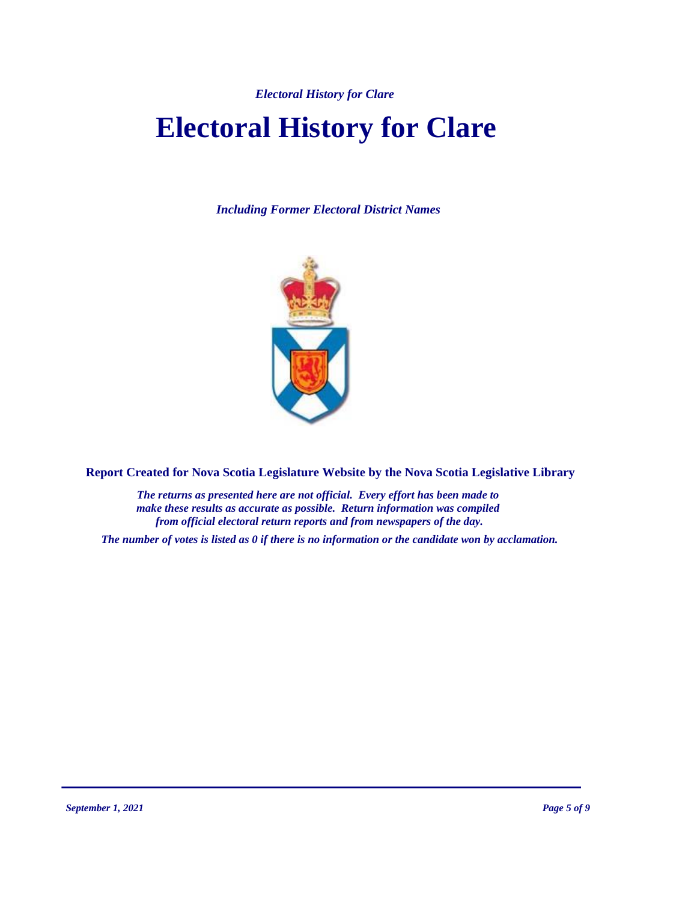# Electoral History for Clare

*Including Former Electoral District Names*

**Report Created for Nova Scotia Legislature Website by the Nova Scotia Legislative Library**

***The returns as presented here are not official. Every effort has been made to make these results as accurate as possible. Return information was compiled from official electoral return reports and from newspapers of the day.***

***The number of votes is listed as 0 if there is no information or the candidate won by acclamation.***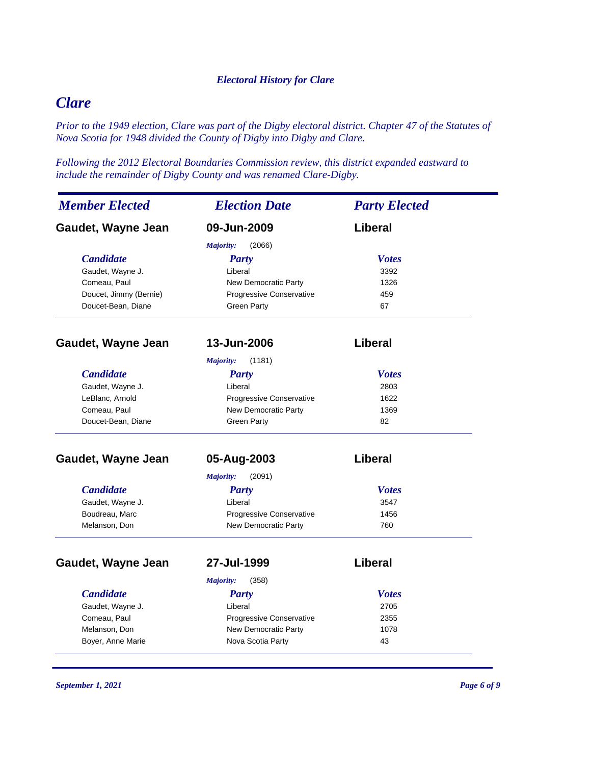*Electoral History for Clare*

# Clare

*Prior to the 1949 election, Clare was part of the Digby electoral district. Chapter 47 of the Statutes of Nova Scotia for 1948 divided the County of Digby into Digby and Clare.*

*Following the 2012 Electoral Boundaries Commission review, this district expanded eastward to include the remainder of Digby County and was renamed Clare-Digby.*

| Member Elected | Election Date | Party Elected |
|---|---|---|

### Gaudet, Wayne Jean — 09-Jun-2009 — Liberal

*Majority:* (2066)

| Candidate | Party | Votes |
|---|---|---|
| Gaudet, Wayne J. | Liberal | 3392 |
| Comeau, Paul | New Democratic Party | 1326 |
| Doucet, Jimmy (Bernie) | Progressive Conservative | 459 |
| Doucet-Bean, Diane | Green Party | 67 |

### Gaudet, Wayne Jean — 13-Jun-2006 — Liberal

*Majority:* (1181)

| Candidate | Party | Votes |
|---|---|---|
| Gaudet, Wayne J. | Liberal | 2803 |
| LeBlanc, Arnold | Progressive Conservative | 1622 |
| Comeau, Paul | New Democratic Party | 1369 |
| Doucet-Bean, Diane | Green Party | 82 |

### Gaudet, Wayne Jean — 05-Aug-2003 — Liberal

*Majority:* (2091)

| Candidate | Party | Votes |
|---|---|---|
| Gaudet, Wayne J. | Liberal | 3547 |
| Boudreau, Marc | Progressive Conservative | 1456 |
| Melanson, Don | New Democratic Party | 760 |

### Gaudet, Wayne Jean — 27-Jul-1999 — Liberal

*Majority:* (358)

| Candidate | Party | Votes |
|---|---|---|
| Gaudet, Wayne J. | Liberal | 2705 |
| Comeau, Paul | Progressive Conservative | 2355 |
| Melanson, Don | New Democratic Party | 1078 |
| Boyer, Anne Marie | Nova Scotia Party | 43 |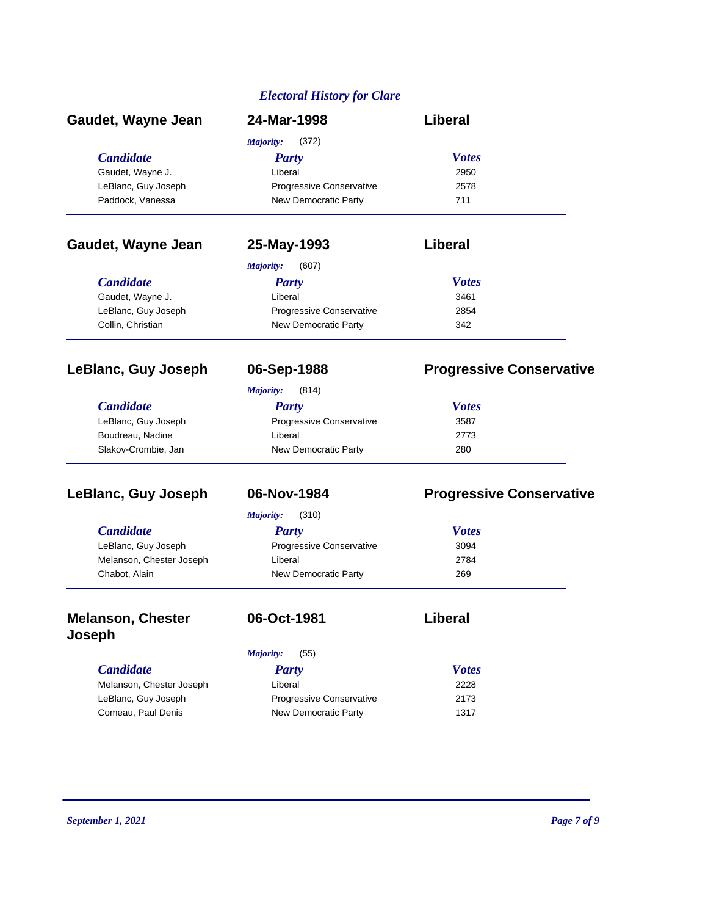*Electoral History for Clare*

### Gaudet, Wayne Jean — 24-Mar-1998 — Liberal

*Majority:* (372)

| Candidate | Party | Votes |
|---|---|---|
| Gaudet, Wayne J. | Liberal | 2950 |
| LeBlanc, Guy Joseph | Progressive Conservative | 2578 |
| Paddock, Vanessa | New Democratic Party | 711 |

### Gaudet, Wayne Jean — 25-May-1993 — Liberal

*Majority:* (607)

| Candidate | Party | Votes |
|---|---|---|
| Gaudet, Wayne J. | Liberal | 3461 |
| LeBlanc, Guy Joseph | Progressive Conservative | 2854 |
| Collin, Christian | New Democratic Party | 342 |

### LeBlanc, Guy Joseph — 06-Sep-1988 — Progressive Conservative

*Majority:* (814)

| Candidate | Party | Votes |
|---|---|---|
| LeBlanc, Guy Joseph | Progressive Conservative | 3587 |
| Boudreau, Nadine | Liberal | 2773 |
| Slakov-Crombie, Jan | New Democratic Party | 280 |

### LeBlanc, Guy Joseph — 06-Nov-1984 — Progressive Conservative

*Majority:* (310)

| Candidate | Party | Votes |
|---|---|---|
| LeBlanc, Guy Joseph | Progressive Conservative | 3094 |
| Melanson, Chester Joseph | Liberal | 2784 |
| Chabot, Alain | New Democratic Party | 269 |

### Melanson, Chester Joseph — 06-Oct-1981 — Liberal

*Majority:* (55)

| Candidate | Party | Votes |
|---|---|---|
| Melanson, Chester Joseph | Liberal | 2228 |
| LeBlanc, Guy Joseph | Progressive Conservative | 2173 |
| Comeau, Paul Denis | New Democratic Party | 1317 |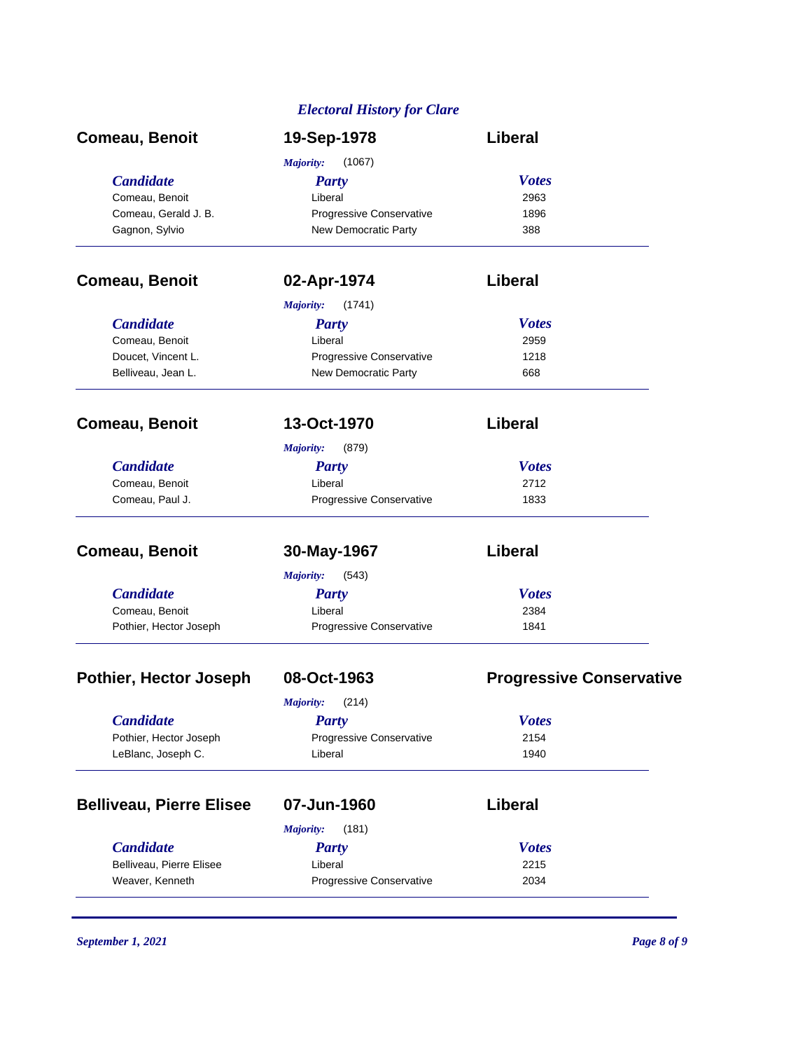## Electoral History for Clare

### Comeau, Benoit — 19-Sep-1978 — Liberal

*Majority:* (1067)

| Candidate | Party | Votes |
|---|---|---|
| Comeau, Benoit | Liberal | 2963 |
| Comeau, Gerald J. B. | Progressive Conservative | 1896 |
| Gagnon, Sylvio | New Democratic Party | 388 |

### Comeau, Benoit — 02-Apr-1974 — Liberal

*Majority:* (1741)

| Candidate | Party | Votes |
|---|---|---|
| Comeau, Benoit | Liberal | 2959 |
| Doucet, Vincent L. | Progressive Conservative | 1218 |
| Belliveau, Jean L. | New Democratic Party | 668 |

### Comeau, Benoit — 13-Oct-1970 — Liberal

*Majority:* (879)

| Candidate | Party | Votes |
|---|---|---|
| Comeau, Benoit | Liberal | 2712 |
| Comeau, Paul J. | Progressive Conservative | 1833 |

### Comeau, Benoit — 30-May-1967 — Liberal

*Majority:* (543)

| Candidate | Party | Votes |
|---|---|---|
| Comeau, Benoit | Liberal | 2384 |
| Pothier, Hector Joseph | Progressive Conservative | 1841 |

### Pothier, Hector Joseph — 08-Oct-1963 — Progressive Conservative

*Majority:* (214)

| Candidate | Party | Votes |
|---|---|---|
| Pothier, Hector Joseph | Progressive Conservative | 2154 |
| LeBlanc, Joseph C. | Liberal | 1940 |

### Belliveau, Pierre Elisee — 07-Jun-1960 — Liberal

*Majority:* (181)

| Candidate | Party | Votes |
|---|---|---|
| Belliveau, Pierre Elisee | Liberal | 2215 |
| Weaver, Kenneth | Progressive Conservative | 2034 |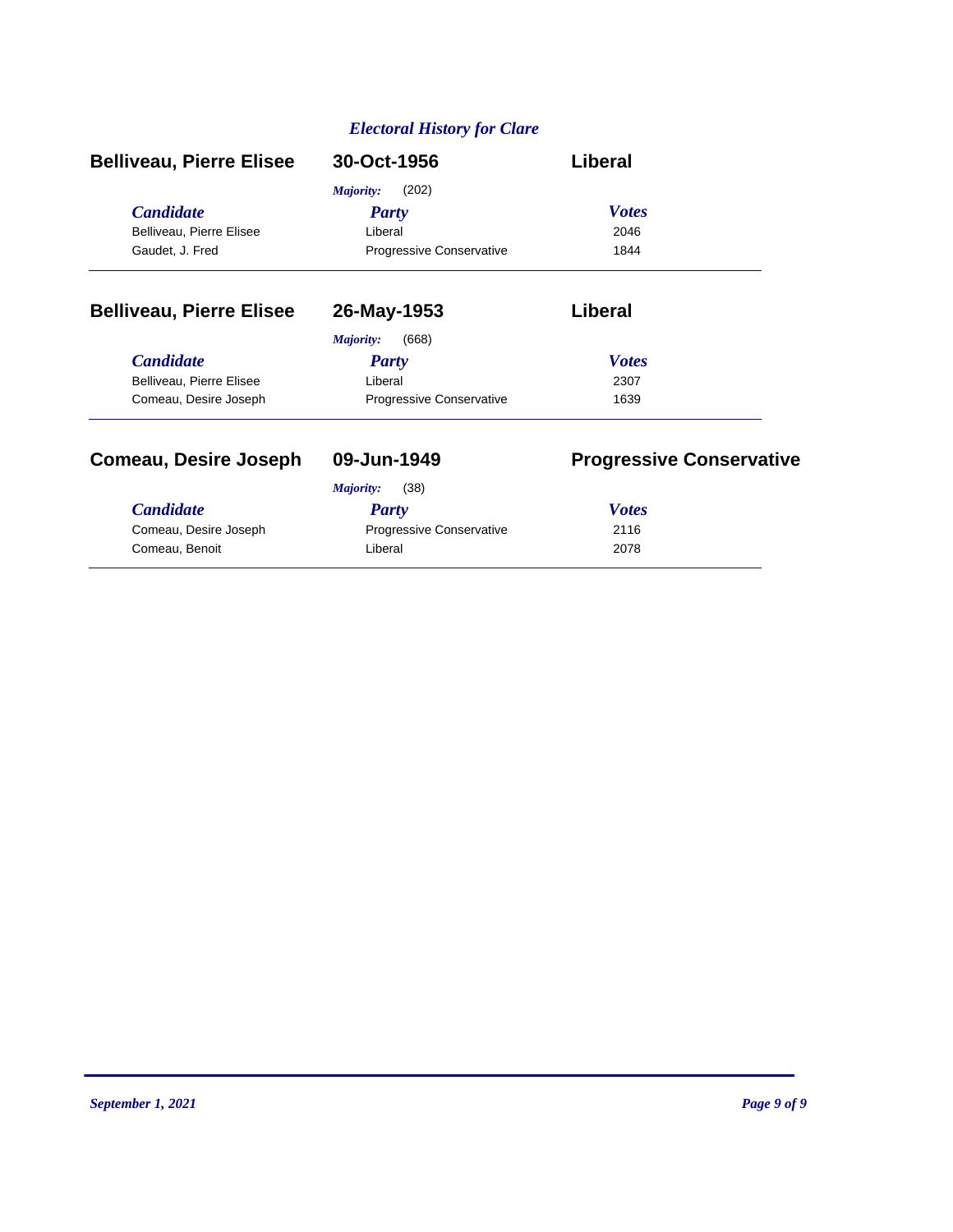## *Electoral History for Clare*

### Belliveau, Pierre Elisee — 30-Oct-1956 — Liberal

*Majority:* (202)

| *Candidate* | *Party* | *Votes* |
|---|---|---|
| Belliveau, Pierre Elisee | Liberal | 2046 |
| Gaudet, J. Fred | Progressive Conservative | 1844 |

---

### Belliveau, Pierre Elisee — 26-May-1953 — Liberal

*Majority:* (668)

| *Candidate* | *Party* | *Votes* |
|---|---|---|
| Belliveau, Pierre Elisee | Liberal | 2307 |
| Comeau, Desire Joseph | Progressive Conservative | 1639 |

---

### Comeau, Desire Joseph — 09-Jun-1949 — Progressive Conservative

*Majority:* (38)

| *Candidate* | *Party* | *Votes* |
|---|---|---|
| Comeau, Desire Joseph | Progressive Conservative | 2116 |
| Comeau, Benoit | Liberal | 2078 |